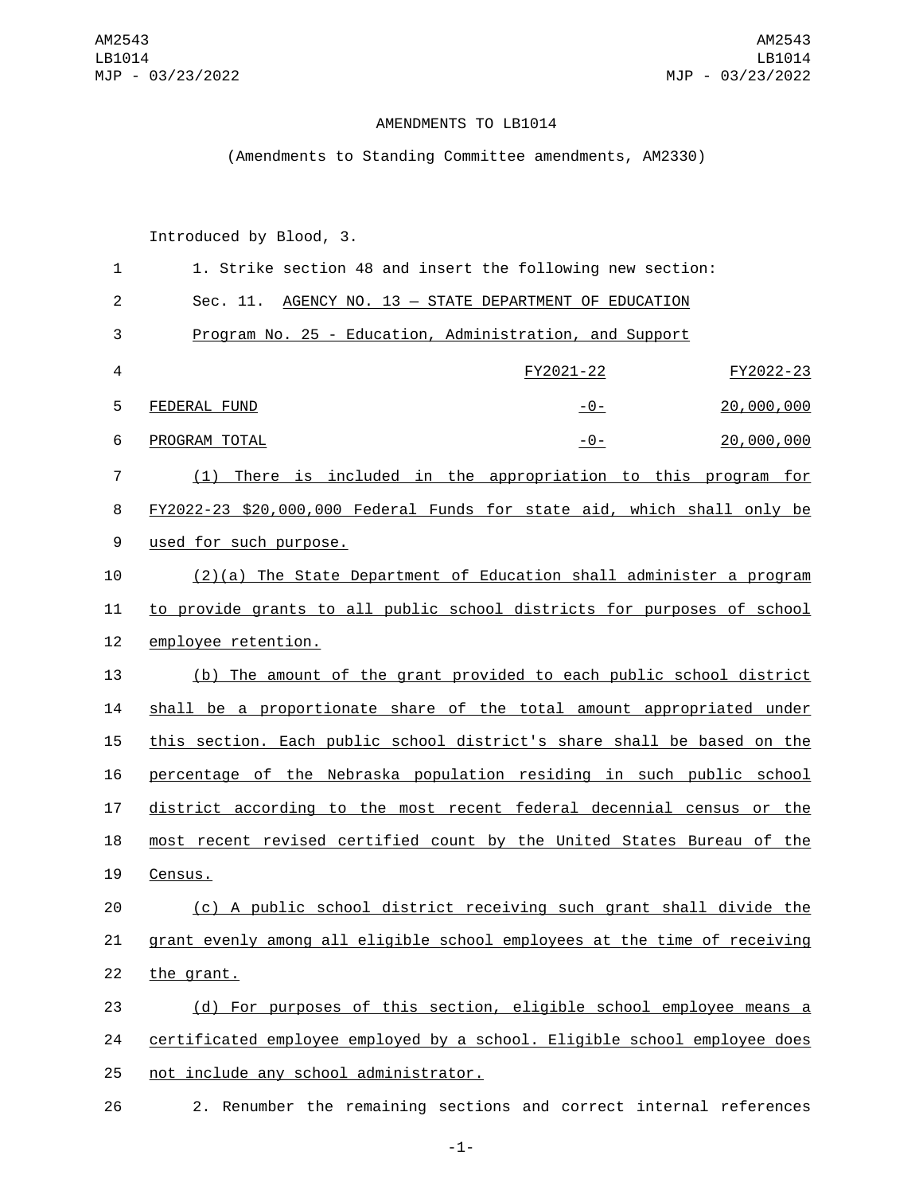AMENDMENTS TO LB1014

(Amendments to Standing Committee amendments, AM2330)

Introduced by Blood, 3.

1. Strike section 48 and insert the following new section:

Sec. 11. AGENCY NO. 13 — STATE DEPARTMENT OF EDUCATION

Program No. 25 - Education, Administration, and Support

| | FY2021-22 | FY2022-23 |
|---|---|---|
| FEDERAL FUND | -0- | 20,000,000 |
| PROGRAM TOTAL | -0- | 20,000,000 |

(1) There is included in the appropriation to this program for FY2022-23 $20,000,000 Federal Funds for state aid, which shall only be used for such purpose.

(2)(a) The State Department of Education shall administer a program to provide grants to all public school districts for purposes of school employee retention.

(b) The amount of the grant provided to each public school district shall be a proportionate share of the total amount appropriated under this section. Each public school district's share shall be based on the percentage of the Nebraska population residing in such public school district according to the most recent federal decennial census or the most recent revised certified count by the United States Bureau of the Census.

(c) A public school district receiving such grant shall divide the grant evenly among all eligible school employees at the time of receiving the grant.

(d) For purposes of this section, eligible school employee means a certificated employee employed by a school. Eligible school employee does not include any school administrator.

2. Renumber the remaining sections and correct internal references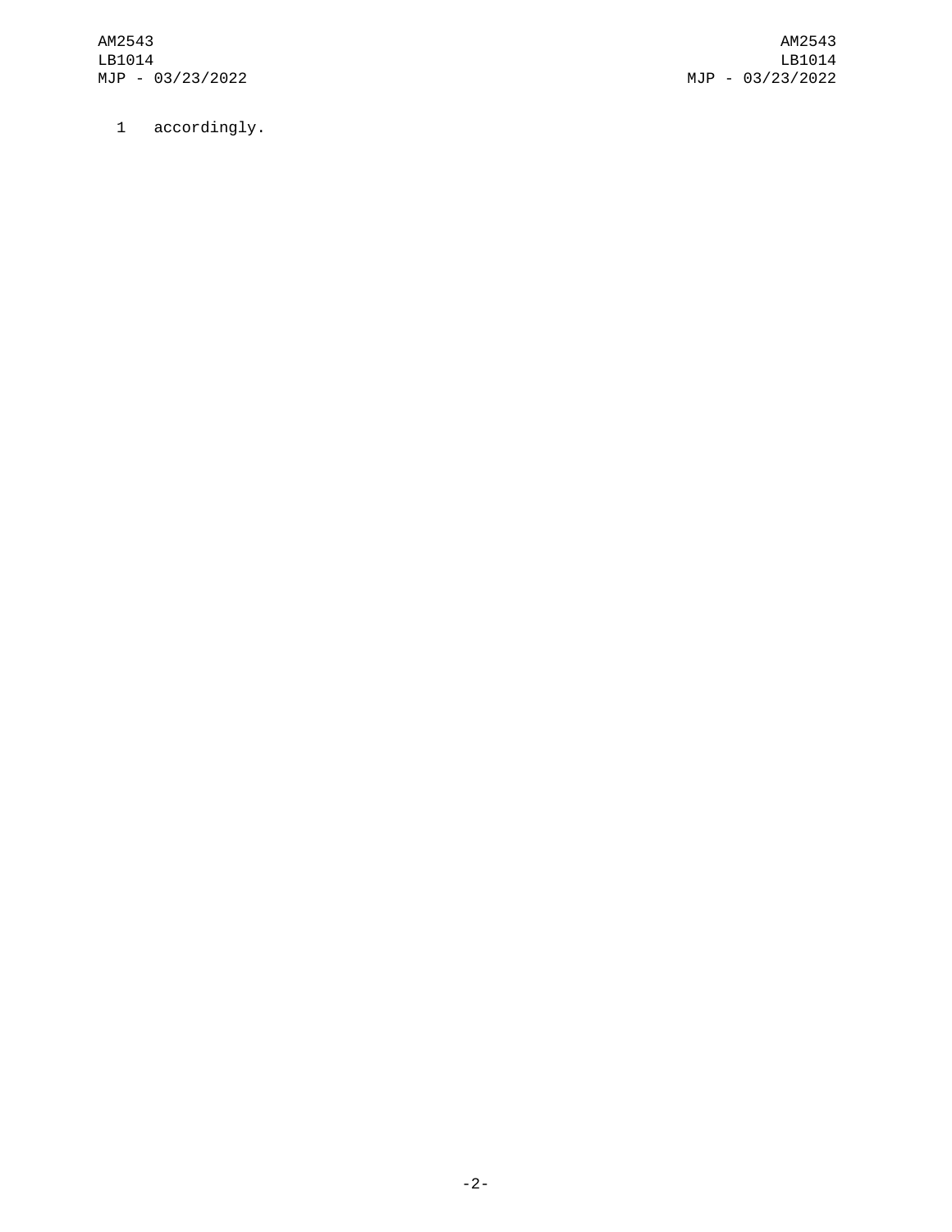1 accordingly.